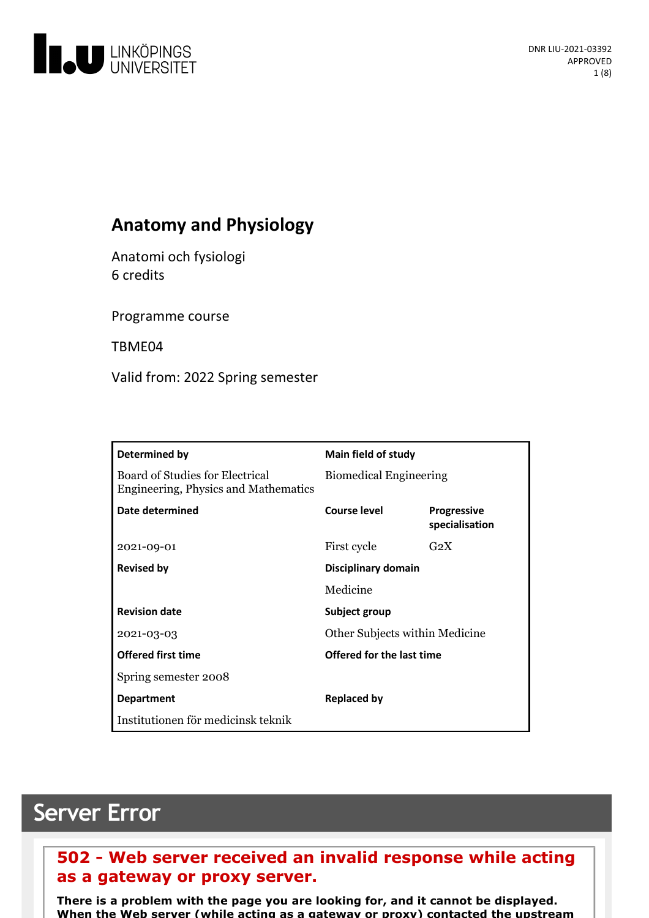DNR LIU-2021-03392
APPROVED

# Anatomy and Physiology

Anatomi och fysiologi
6 credits

Programme course

TBME04

Valid from: 2022 Spring semester

| Determined by | Main field of study | |
|---|---|---|
| Board of Studies for Electrical Engineering, Physics and Mathematics | Biomedical Engineering | |
| **Date determined** | **Course level** | **Progressive specialisation** |
| 2021-09-01 | First cycle | G2X |
| **Revised by** | **Disciplinary domain** | |
| | Medicine | |
| **Revision date** | **Subject group** | |
| 2021-03-03 | Other Subjects within Medicine | |
| **Offered first time** | **Offered for the last time** | |
| Spring semester 2008 | | |
| **Department** | **Replaced by** | |
| Institutionen för medicinsk teknik | | |

## Server Error

### 502 - Web server received an invalid response while acting as a gateway or proxy server.

**There is a problem with the page you are looking for, and it cannot be displayed. When the Web server (while acting as a gateway or proxy) contacted the upstream**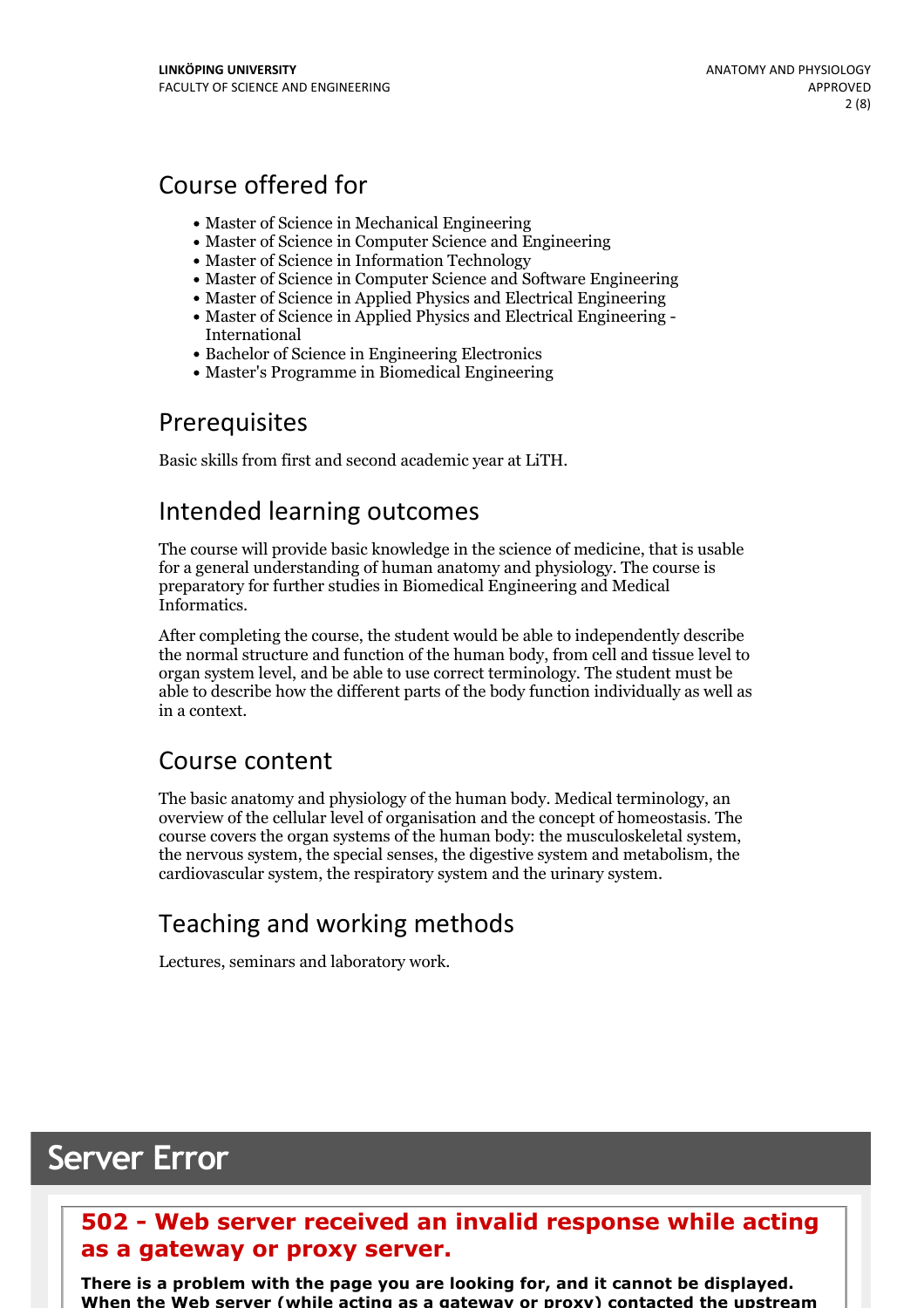## Course offered for

- Master of Science in Mechanical Engineering
- Master of Science in Computer Science and Engineering
- Master of Science in Information Technology
- Master of Science in Computer Science and Software Engineering
- Master of Science in Applied Physics and Electrical Engineering
- Master of Science in Applied Physics and Electrical Engineering - International
- Bachelor of Science in Engineering Electronics
- Master's Programme in Biomedical Engineering

## Prerequisites

Basic skills from first and second academic year at LiTH.

## Intended learning outcomes

The course will provide basic knowledge in the science of medicine, that is usable for a general understanding of human anatomy and physiology. The course is preparatory for further studies in Biomedical Engineering and Medical Informatics.

After completing the course, the student would be able to independently describe the normal structure and function of the human body, from cell and tissue level to organ system level, and be able to use correct terminology. The student must be able to describe how the different parts of the body function individually as well as in a context.

## Course content

The basic anatomy and physiology of the human body. Medical terminology, an overview of the cellular level of organisation and the concept of homeostasis. The course covers the organ systems of the human body: the musculoskeletal system, the nervous system, the special senses, the digestive system and metabolism, the cardiovascular system, the respiratory system and the urinary system.

## Teaching and working methods

Lectures, seminars and laboratory work.

# Server Error

### 502 - Web server received an invalid response while acting as a gateway or proxy server.

**There is a problem with the page you are looking for, and it cannot be displayed. When the Web server (while acting as a gateway or proxy) contacted the upstream**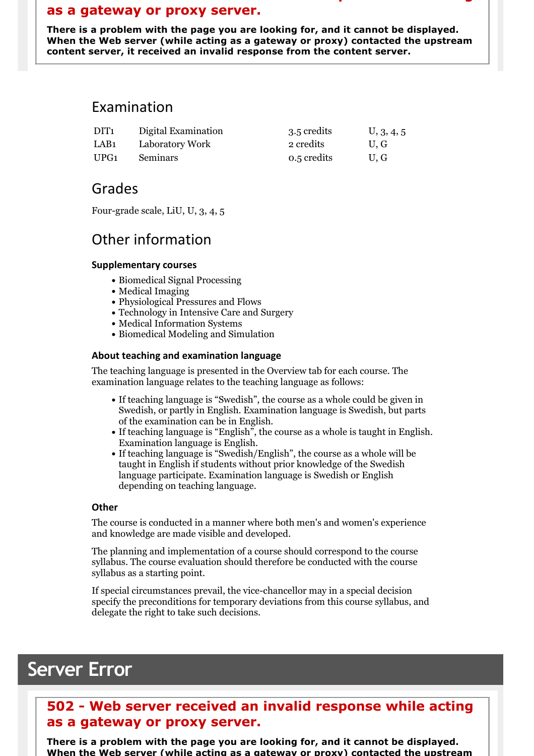## Examination

| | | | |
|---|---|---|---|
| DIT1 | Digital Examination | 3.5 credits | U, 3, 4, 5 |
| LAB1 | Laboratory Work | 2 credits | U, G |
| UPG1 | Seminars | 0.5 credits | U, G |

## Grades

Four-grade scale, LiU, U, 3, 4, 5

## Other information

### Supplementary courses

- Biomedical Signal Processing
- Medical Imaging
- Physiological Pressures and Flows
- Technology in Intensive Care and Surgery
- Medical Information Systems
- Biomedical Modeling and Simulation

### About teaching and examination language

The teaching language is presented in the Overview tab for each course. The examination language relates to the teaching language as follows:

- If teaching language is "Swedish", the course as a whole could be given in Swedish, or partly in English. Examination language is Swedish, but parts of the examination can be in English.
- If teaching language is "English", the course as a whole is taught in English. Examination language is English.
- If teaching language is "Swedish/English", the course as a whole will be taught in English if students without prior knowledge of the Swedish language participate. Examination language is Swedish or English depending on teaching language.

### Other

The course is conducted in a manner where both men's and women's experience and knowledge are made visible and developed.

The planning and implementation of a course should correspond to the course syllabus. The course evaluation should therefore be conducted with the course syllabus as a starting point.

If special circumstances prevail, the vice-chancellor may in a special decision specify the preconditions for temporary deviations from this course syllabus, and delegate the right to take such decisions.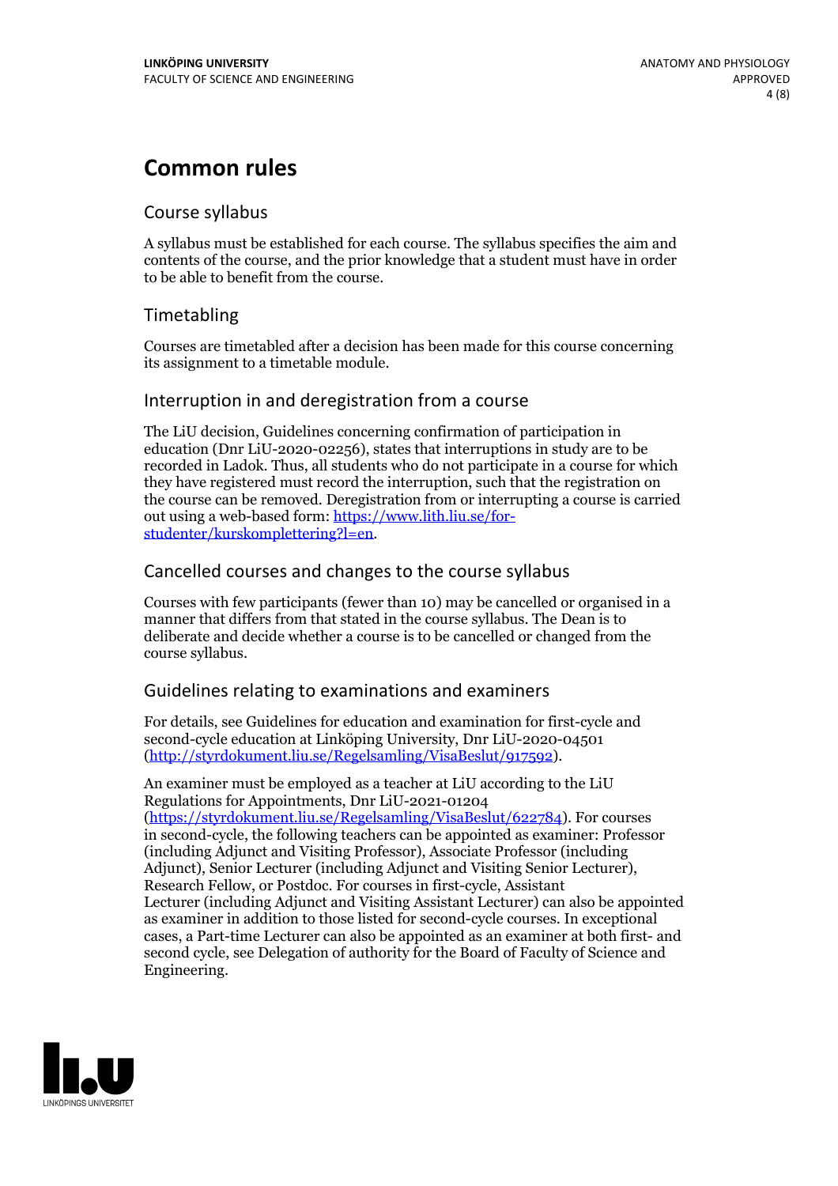# Common rules

## Course syllabus

A syllabus must be established for each course. The syllabus specifies the aim and contents of the course, and the prior knowledge that a student must have in order to be able to benefit from the course.

## Timetabling

Courses are timetabled after a decision has been made for this course concerning its assignment to a timetable module.

## Interruption in and deregistration from a course

The LiU decision, Guidelines concerning confirmation of participation in education (Dnr LiU-2020-02256), states that interruptions in study are to be recorded in Ladok. Thus, all students who do not participate in a course for which they have registered must record the interruption, such that the registration on the course can be removed. Deregistration from or interrupting a course is carried out using a web-based form: https://www.lith.liu.se/for-studenter/kurskomplettering?l=en.

## Cancelled courses and changes to the course syllabus

Courses with few participants (fewer than 10) may be cancelled or organised in a manner that differs from that stated in the course syllabus. The Dean is to deliberate and decide whether a course is to be cancelled or changed from the course syllabus.

## Guidelines relating to examinations and examiners

For details, see Guidelines for education and examination for first-cycle and second-cycle education at Linköping University, Dnr LiU-2020-04501 (http://styrdokument.liu.se/Regelsamling/VisaBeslut/917592).

An examiner must be employed as a teacher at LiU according to the LiU Regulations for Appointments, Dnr LiU-2021-01204 (https://styrdokument.liu.se/Regelsamling/VisaBeslut/622784). For courses in second-cycle, the following teachers can be appointed as examiner: Professor (including Adjunct and Visiting Professor), Associate Professor (including Adjunct), Senior Lecturer (including Adjunct and Visiting Senior Lecturer), Research Fellow, or Postdoc. For courses in first-cycle, Assistant Lecturer (including Adjunct and Visiting Assistant Lecturer) can also be appointed as examiner in addition to those listed for second-cycle courses. In exceptional cases, a Part-time Lecturer can also be appointed as an examiner at both first- and second cycle, see Delegation of authority for the Board of Faculty of Science and Engineering.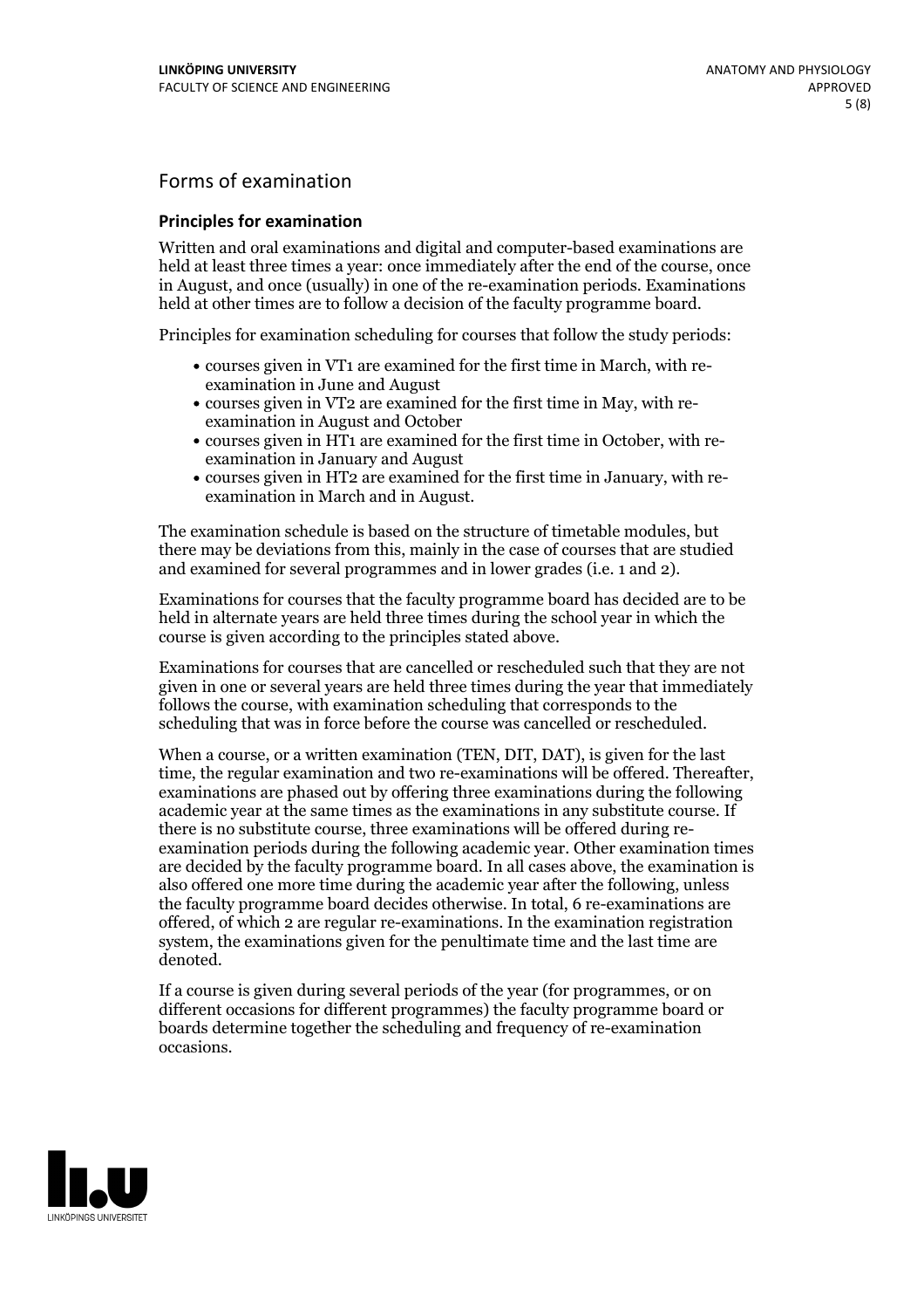## Forms of examination

### Principles for examination

Written and oral examinations and digital and computer-based examinations are held at least three times a year: once immediately after the end of the course, once in August, and once (usually) in one of the re-examination periods. Examinations held at other times are to follow a decision of the faculty programme board.

Principles for examination scheduling for courses that follow the study periods:

- courses given in VT1 are examined for the first time in March, with re-examination in June and August
- courses given in VT2 are examined for the first time in May, with re-examination in August and October
- courses given in HT1 are examined for the first time in October, with re-examination in January and August
- courses given in HT2 are examined for the first time in January, with re-examination in March and in August.

The examination schedule is based on the structure of timetable modules, but there may be deviations from this, mainly in the case of courses that are studied and examined for several programmes and in lower grades (i.e. 1 and 2).

Examinations for courses that the faculty programme board has decided are to be held in alternate years are held three times during the school year in which the course is given according to the principles stated above.

Examinations for courses that are cancelled or rescheduled such that they are not given in one or several years are held three times during the year that immediately follows the course, with examination scheduling that corresponds to the scheduling that was in force before the course was cancelled or rescheduled.

When a course, or a written examination (TEN, DIT, DAT), is given for the last time, the regular examination and two re-examinations will be offered. Thereafter, examinations are phased out by offering three examinations during the following academic year at the same times as the examinations in any substitute course. If there is no substitute course, three examinations will be offered during re-examination periods during the following academic year. Other examination times are decided by the faculty programme board. In all cases above, the examination is also offered one more time during the academic year after the following, unless the faculty programme board decides otherwise. In total, 6 re-examinations are offered, of which 2 are regular re-examinations. In the examination registration system, the examinations given for the penultimate time and the last time are denoted.

If a course is given during several periods of the year (for programmes, or on different occasions for different programmes) the faculty programme board or boards determine together the scheduling and frequency of re-examination occasions.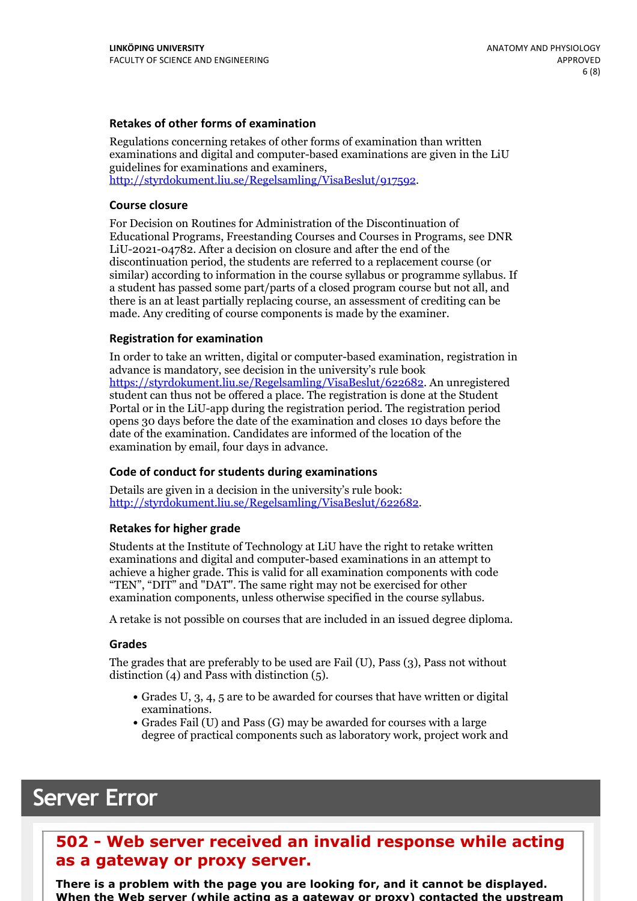### Retakes of other forms of examination

Regulations concerning retakes of other forms of examination than written examinations and digital and computer-based examinations are given in the LiU guidelines for examinations and examiners, http://styrdokument.liu.se/Regelsamling/VisaBeslut/917592.

### Course closure

For Decision on Routines for Administration of the Discontinuation of Educational Programs, Freestanding Courses and Courses in Programs, see DNR LiU-2021-04782. After a decision on closure and after the end of the discontinuation period, the students are referred to a replacement course (or similar) according to information in the course syllabus or programme syllabus. If a student has passed some part/parts of a closed program course but not all, and there is an at least partially replacing course, an assessment of crediting can be made. Any crediting of course components is made by the examiner.

### Registration for examination

In order to take an written, digital or computer-based examination, registration in advance is mandatory, see decision in the university's rule book https://styrdokument.liu.se/Regelsamling/VisaBeslut/622682. An unregistered student can thus not be offered a place. The registration is done at the Student Portal or in the LiU-app during the registration period. The registration period opens 30 days before the date of the examination and closes 10 days before the date of the examination. Candidates are informed of the location of the examination by email, four days in advance.

### Code of conduct for students during examinations

Details are given in a decision in the university's rule book: http://styrdokument.liu.se/Regelsamling/VisaBeslut/622682.

### Retakes for higher grade

Students at the Institute of Technology at LiU have the right to retake written examinations and digital and computer-based examinations in an attempt to achieve a higher grade. This is valid for all examination components with code "TEN", "DIT" and "DAT". The same right may not be exercised for other examination components, unless otherwise specified in the course syllabus.

A retake is not possible on courses that are included in an issued degree diploma.

### Grades

The grades that are preferably to be used are Fail (U), Pass (3), Pass not without distinction (4) and Pass with distinction (5).

- Grades U, 3, 4, 5 are to be awarded for courses that have written or digital examinations.
- Grades Fail (U) and Pass (G) may be awarded for courses with a large degree of practical components such as laboratory work, project work and

# Server Error

## 502 - Web server received an invalid response while acting as a gateway or proxy server.

**There is a problem with the page you are looking for, and it cannot be displayed. When the Web server (while acting as a gateway or proxy) contacted the upstream**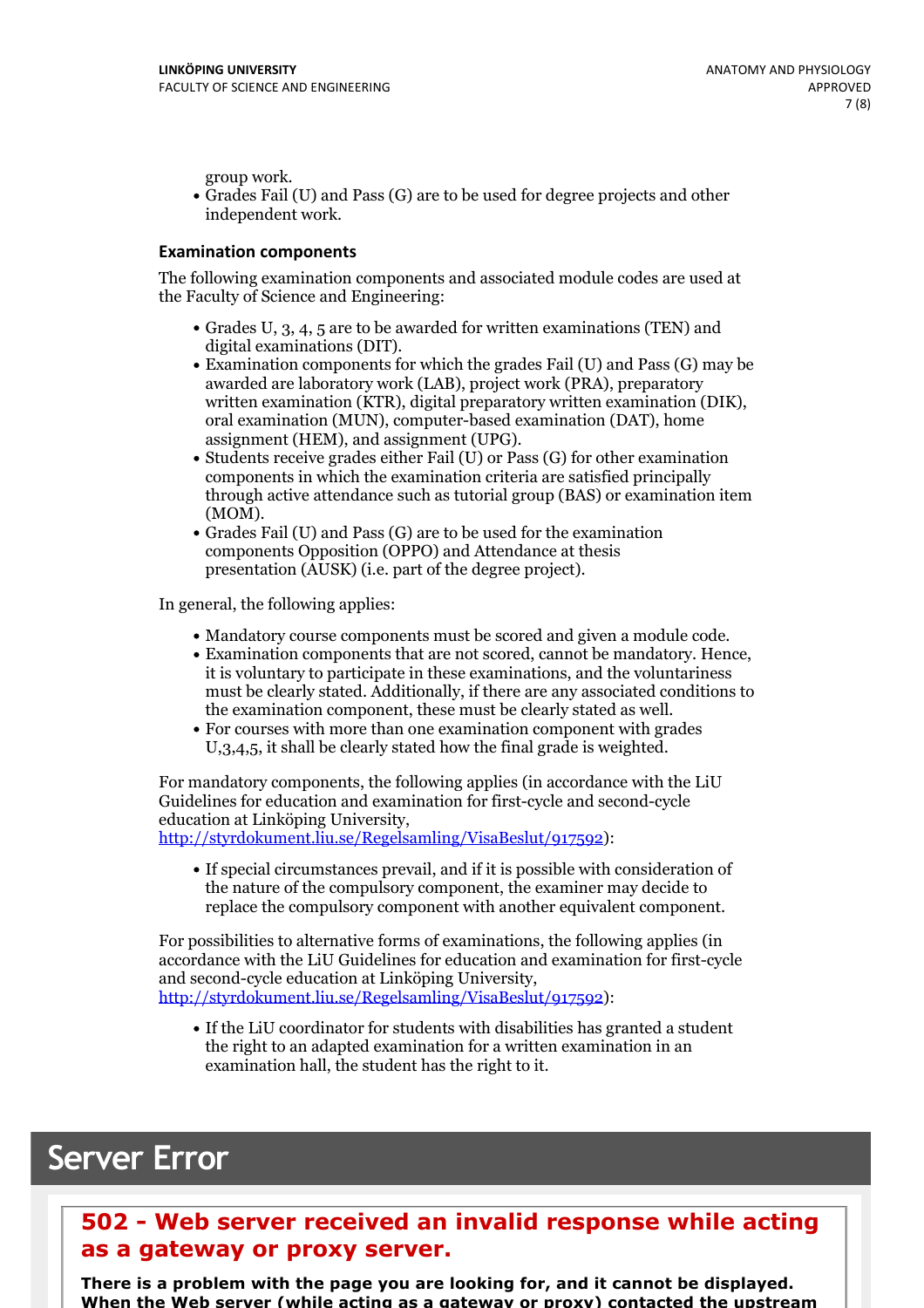group work.

- Grades Fail (U) and Pass (G) are to be used for degree projects and other independent work.

### Examination components

The following examination components and associated module codes are used at the Faculty of Science and Engineering:

- Grades U, 3, 4, 5 are to be awarded for written examinations (TEN) and digital examinations (DIT).
- Examination components for which the grades Fail (U) and Pass (G) may be awarded are laboratory work (LAB), project work (PRA), preparatory written examination (KTR), digital preparatory written examination (DIK), oral examination (MUN), computer-based examination (DAT), home assignment (HEM), and assignment (UPG).
- Students receive grades either Fail (U) or Pass (G) for other examination components in which the examination criteria are satisfied principally through active attendance such as tutorial group (BAS) or examination item (MOM).
- Grades Fail (U) and Pass (G) are to be used for the examination components Opposition (OPPO) and Attendance at thesis presentation (AUSK) (i.e. part of the degree project).

In general, the following applies:

- Mandatory course components must be scored and given a module code.
- Examination components that are not scored, cannot be mandatory. Hence, it is voluntary to participate in these examinations, and the voluntariness must be clearly stated. Additionally, if there are any associated conditions to the examination component, these must be clearly stated as well.
- For courses with more than one examination component with grades U,3,4,5, it shall be clearly stated how the final grade is weighted.

For mandatory components, the following applies (in accordance with the LiU Guidelines for education and examination for first-cycle and second-cycle education at Linköping University, [http://styrdokument.liu.se/Regelsamling/VisaBeslut/917592](http://styrdokument.liu.se/Regelsamling/VisaBeslut/917592)):

- If special circumstances prevail, and if it is possible with consideration of the nature of the compulsory component, the examiner may decide to replace the compulsory component with another equivalent component.

For possibilities to alternative forms of examinations, the following applies (in accordance with the LiU Guidelines for education and examination for first-cycle and second-cycle education at Linköping University, [http://styrdokument.liu.se/Regelsamling/VisaBeslut/917592](http://styrdokument.liu.se/Regelsamling/VisaBeslut/917592)):

- If the LiU coordinator for students with disabilities has granted a student the right to an adapted examination for a written examination in an examination hall, the student has the right to it.

# Server Error

## 502 - Web server received an invalid response while acting as a gateway or proxy server.

**There is a problem with the page you are looking for, and it cannot be displayed. When the Web server (while acting as a gateway or proxy) contacted the upstream**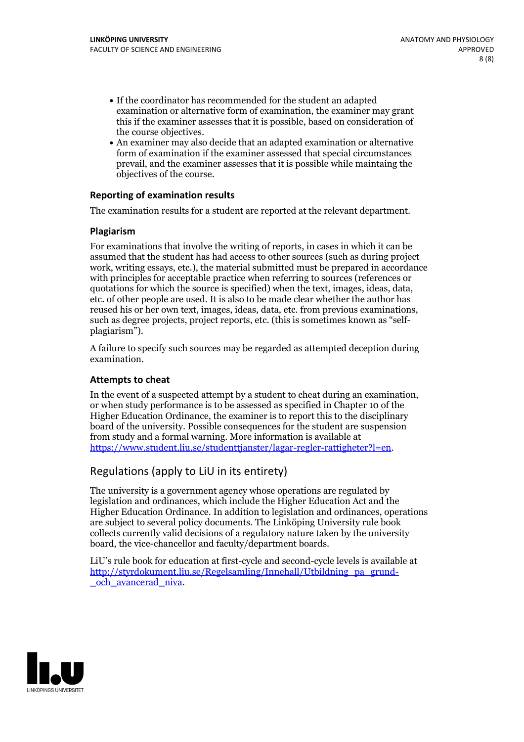- If the coordinator has recommended for the student an adapted examination or alternative form of examination, the examiner may grant this if the examiner assesses that it is possible, based on consideration of the course objectives.
- An examiner may also decide that an adapted examination or alternative form of examination if the examiner assessed that special circumstances prevail, and the examiner assesses that it is possible while maintaing the objectives of the course.

### Reporting of examination results

The examination results for a student are reported at the relevant department.

### Plagiarism

For examinations that involve the writing of reports, in cases in which it can be assumed that the student has had access to other sources (such as during project work, writing essays, etc.), the material submitted must be prepared in accordance with principles for acceptable practice when referring to sources (references or quotations for which the source is specified) when the text, images, ideas, data, etc. of other people are used. It is also to be made clear whether the author has reused his or her own text, images, ideas, data, etc. from previous examinations, such as degree projects, project reports, etc. (this is sometimes known as "self-plagiarism").

A failure to specify such sources may be regarded as attempted deception during examination.

### Attempts to cheat

In the event of a suspected attempt by a student to cheat during an examination, or when study performance is to be assessed as specified in Chapter 10 of the Higher Education Ordinance, the examiner is to report this to the disciplinary board of the university. Possible consequences for the student are suspension from study and a formal warning. More information is available at [https://www.student.liu.se/studenttjanster/lagar-regler-rattigheter?l=en](https://www.student.liu.se/studenttjanster/lagar-regler-rattigheter?l=en).

## Regulations (apply to LiU in its entirety)

The university is a government agency whose operations are regulated by legislation and ordinances, which include the Higher Education Act and the Higher Education Ordinance. In addition to legislation and ordinances, operations are subject to several policy documents. The Linköping University rule book collects currently valid decisions of a regulatory nature taken by the university board, the vice-chancellor and faculty/department boards.

LiU's rule book for education at first-cycle and second-cycle levels is available at [http://styrdokument.liu.se/Regelsamling/Innehall/Utbildning_pa_grund-_och_avancerad_niva](http://styrdokument.liu.se/Regelsamling/Innehall/Utbildning_pa_grund-_och_avancerad_niva).